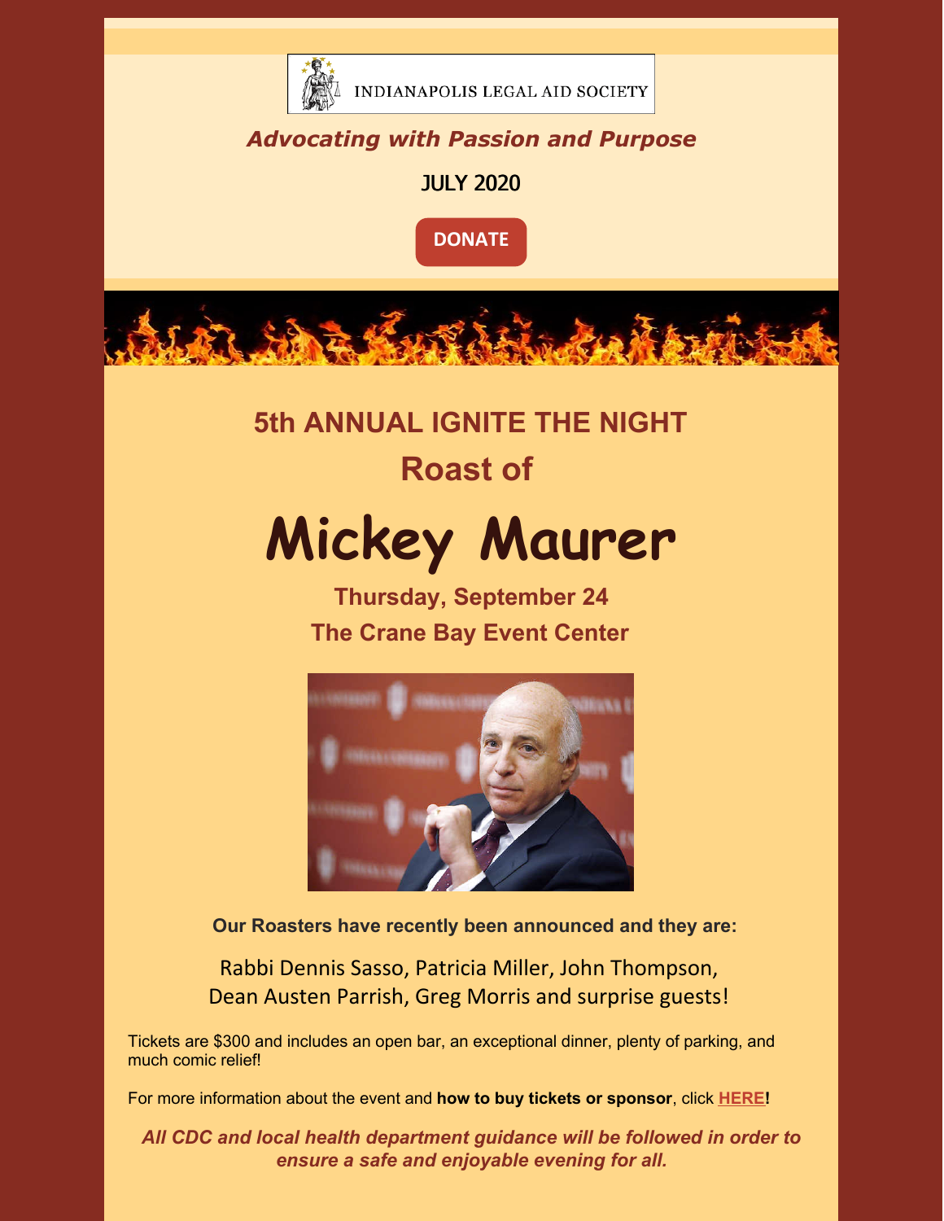INDIANAPOLIS LEGAL AID SOCIETY

***Advocating with Passion and Purpose***

JULY 2020

DONATE

## 5th ANNUAL IGNITE THE NIGHT

## Roast of

# Mickey Maurer

### Thursday, September 24

### The Crane Bay Event Center

**Our Roasters have recently been announced and they are:**

Rabbi Dennis Sasso, Patricia Miller, John Thompson, Dean Austen Parrish, Greg Morris and surprise guests!

Tickets are $300 and includes an open bar, an exceptional dinner, plenty of parking, and much comic relief!

For more information about the event and **how to buy tickets or sponsor**, click **HERE!**

***All CDC and local health department guidance will be followed in order to ensure a safe and enjoyable evening for all.***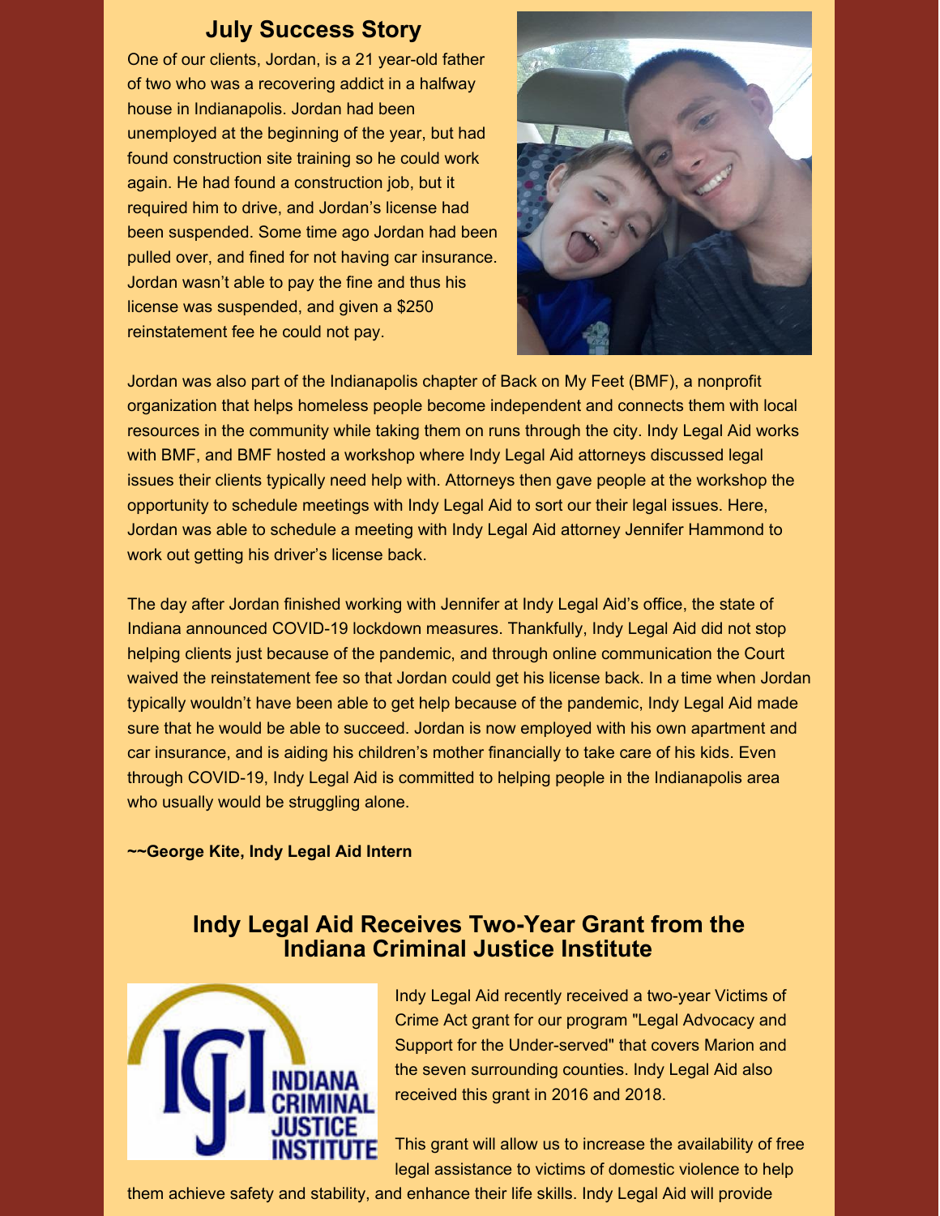## July Success Story

One of our clients, Jordan, is a 21 year-old father of two who was a recovering addict in a halfway house in Indianapolis. Jordan had been unemployed at the beginning of the year, but had found construction site training so he could work again. He had found a construction job, but it required him to drive, and Jordan's license had been suspended. Some time ago Jordan had been pulled over, and fined for not having car insurance. Jordan wasn't able to pay the fine and thus his license was suspended, and given a $250 reinstatement fee he could not pay.

Jordan was also part of the Indianapolis chapter of Back on My Feet (BMF), a nonprofit organization that helps homeless people become independent and connects them with local resources in the community while taking them on runs through the city. Indy Legal Aid works with BMF, and BMF hosted a workshop where Indy Legal Aid attorneys discussed legal issues their clients typically need help with. Attorneys then gave people at the workshop the opportunity to schedule meetings with Indy Legal Aid to sort our their legal issues. Here, Jordan was able to schedule a meeting with Indy Legal Aid attorney Jennifer Hammond to work out getting his driver's license back.

The day after Jordan finished working with Jennifer at Indy Legal Aid's office, the state of Indiana announced COVID-19 lockdown measures. Thankfully, Indy Legal Aid did not stop helping clients just because of the pandemic, and through online communication the Court waived the reinstatement fee so that Jordan could get his license back. In a time when Jordan typically wouldn't have been able to get help because of the pandemic, Indy Legal Aid made sure that he would be able to succeed. Jordan is now employed with his own apartment and car insurance, and is aiding his children's mother financially to take care of his kids. Even through COVID-19, Indy Legal Aid is committed to helping people in the Indianapolis area who usually would be struggling alone.

**~~George Kite, Indy Legal Aid Intern**

## Indy Legal Aid Receives Two-Year Grant from the Indiana Criminal Justice Institute

Indy Legal Aid recently received a two-year Victims of Crime Act grant for our program "Legal Advocacy and Support for the Under-served" that covers Marion and the seven surrounding counties. Indy Legal Aid also received this grant in 2016 and 2018.

This grant will allow us to increase the availability of free legal assistance to victims of domestic violence to help them achieve safety and stability, and enhance their life skills. Indy Legal Aid will provide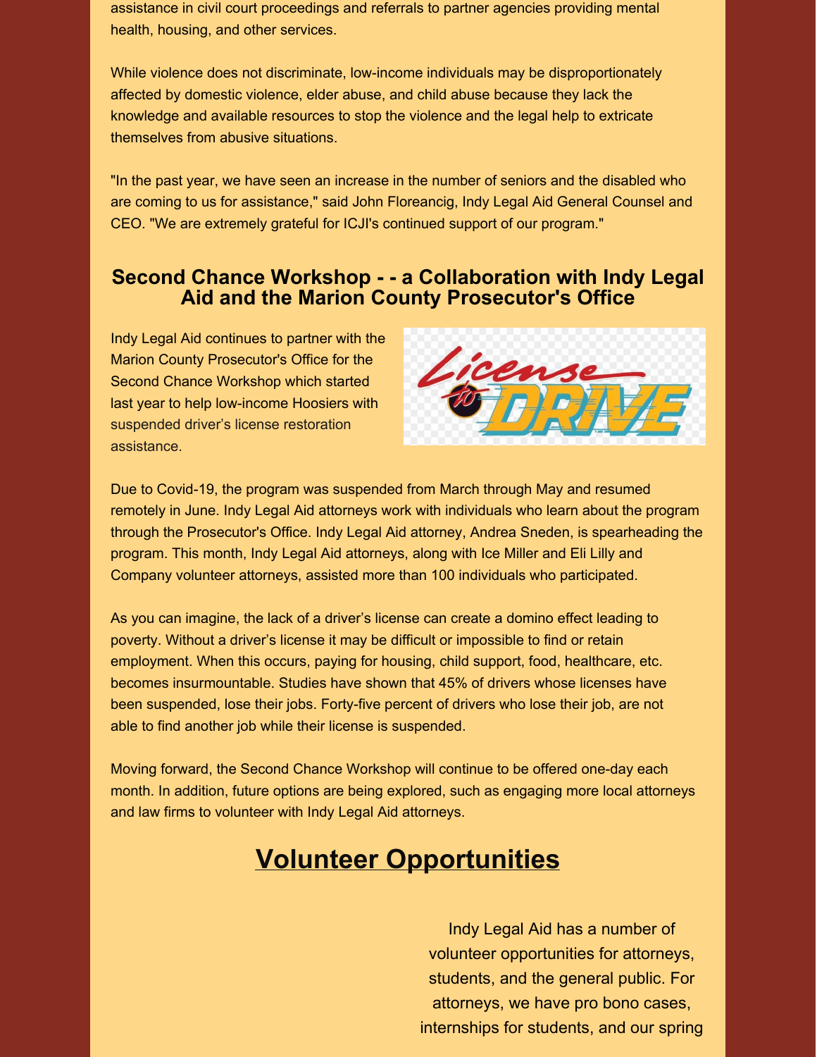assistance in civil court proceedings and referrals to partner agencies providing mental health, housing, and other services.

While violence does not discriminate, low-income individuals may be disproportionately affected by domestic violence, elder abuse, and child abuse because they lack the knowledge and available resources to stop the violence and the legal help to extricate themselves from abusive situations.

"In the past year, we have seen an increase in the number of seniors and the disabled who are coming to us for assistance," said John Floreancig, Indy Legal Aid General Counsel and CEO. "We are extremely grateful for ICJI's continued support of our program."

### Second Chance Workshop - - a Collaboration with Indy Legal Aid and the Marion County Prosecutor's Office

Indy Legal Aid continues to partner with the Marion County Prosecutor's Office for the Second Chance Workshop which started last year to help low-income Hoosiers with suspended driver's license restoration assistance.

Due to Covid-19, the program was suspended from March through May and resumed remotely in June. Indy Legal Aid attorneys work with individuals who learn about the program through the Prosecutor's Office. Indy Legal Aid attorney, Andrea Sneden, is spearheading the program. This month, Indy Legal Aid attorneys, along with Ice Miller and Eli Lilly and Company volunteer attorneys, assisted more than 100 individuals who participated.

As you can imagine, the lack of a driver's license can create a domino effect leading to poverty. Without a driver's license it may be difficult or impossible to find or retain employment. When this occurs, paying for housing, child support, food, healthcare, etc. becomes insurmountable. Studies have shown that 45% of drivers whose licenses have been suspended, lose their jobs. Forty-five percent of drivers who lose their job, are not able to find another job while their license is suspended.

Moving forward, the Second Chance Workshop will continue to be offered one-day each month. In addition, future options are being explored, such as engaging more local attorneys and law firms to volunteer with Indy Legal Aid attorneys.

## Volunteer Opportunities

Indy Legal Aid has a number of volunteer opportunities for attorneys, students, and the general public. For attorneys, we have pro bono cases, internships for students, and our spring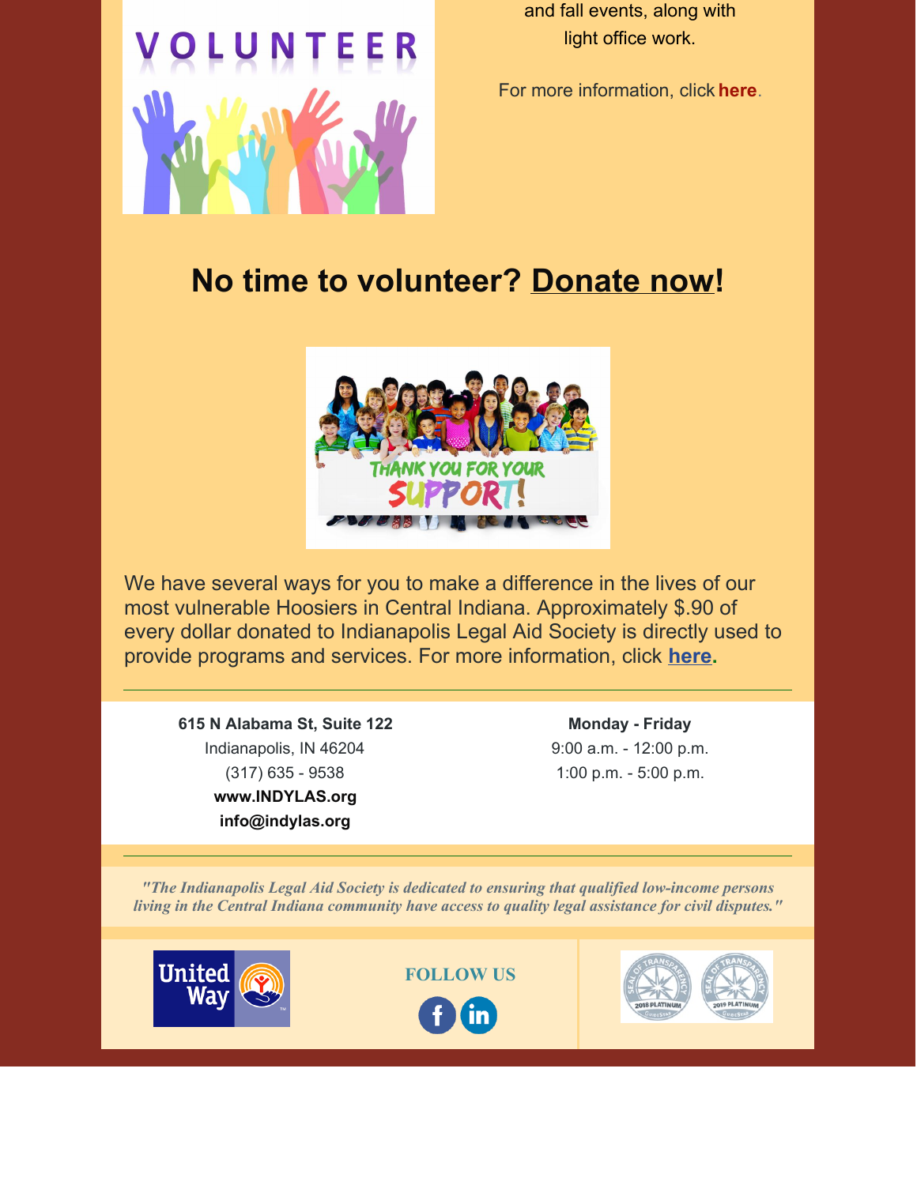and fall events, along with light office work.

For more information, click **here**.

## No time to volunteer? Donate now!

We have several ways for you to make a difference in the lives of our most vulnerable Hoosiers in Central Indiana. Approximately $.90 of every dollar donated to Indianapolis Legal Aid Society is directly used to provide programs and services. For more information, click **here**.

---

**615 N Alabama St, Suite 122**
Indianapolis, IN 46204
(317) 635 - 9538
**www.INDYLAS.org**
**info@indylas.org**

**Monday - Friday**
9:00 a.m. - 12:00 p.m.
1:00 p.m. - 5:00 p.m.

---

*"The Indianapolis Legal Aid Society is dedicated to ensuring that qualified low-income persons living in the Central Indiana community have access to quality legal assistance for civil disputes."*

FOLLOW US